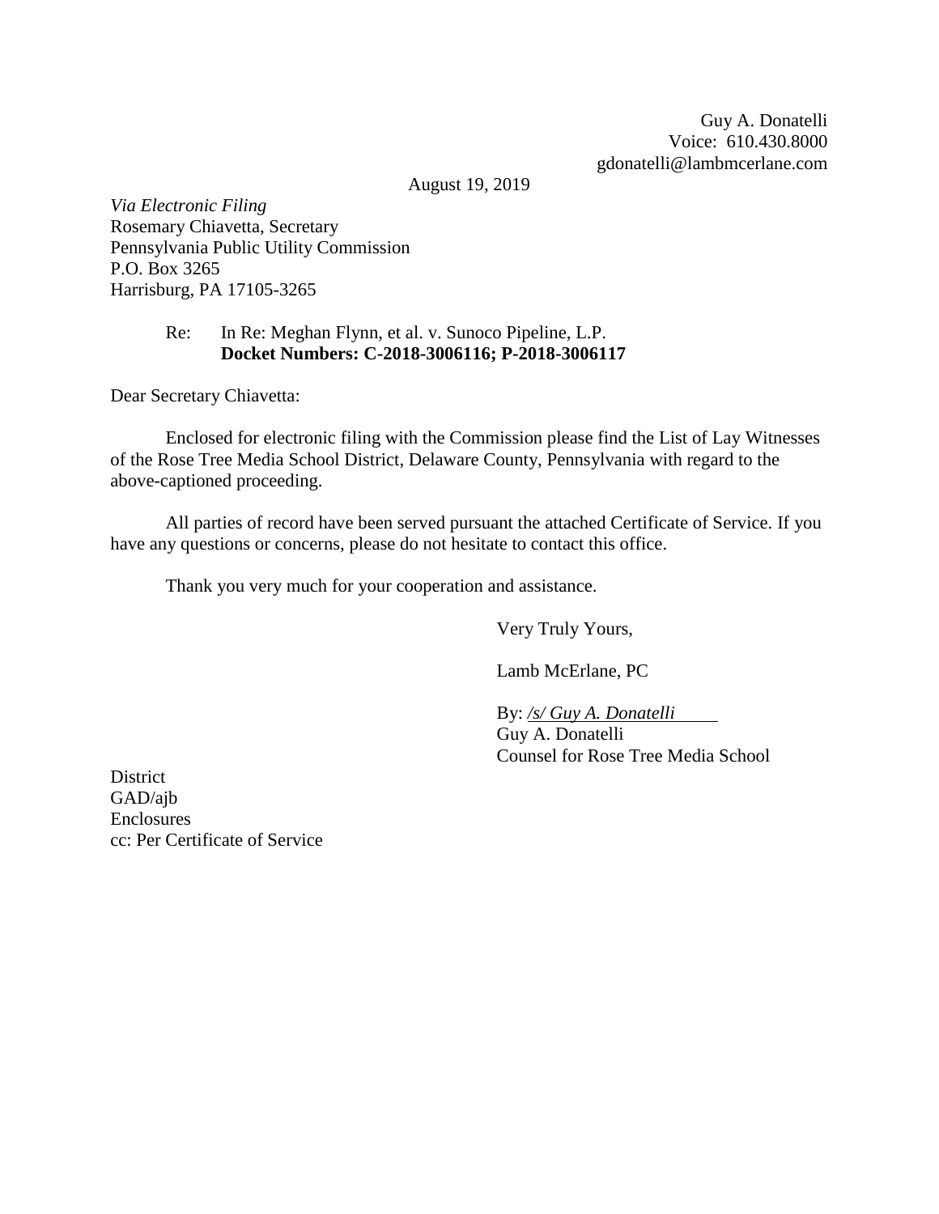Guy A. Donatelli
Voice: 610.430.8000
gdonatelli@lambmcerlane.com

August 19, 2019

*Via Electronic Filing*
Rosemary Chiavetta, Secretary
Pennsylvania Public Utility Commission
P.O. Box 3265
Harrisburg, PA 17105-3265

Re: In Re: Meghan Flynn, et al. v. Sunoco Pipeline, L.P.
**Docket Numbers: C-2018-3006116; P-2018-3006117**

Dear Secretary Chiavetta:

Enclosed for electronic filing with the Commission please find the List of Lay Witnesses of the Rose Tree Media School District, Delaware County, Pennsylvania with regard to the above-captioned proceeding.

All parties of record have been served pursuant the attached Certificate of Service. If you have any questions or concerns, please do not hesitate to contact this office.

Thank you very much for your cooperation and assistance.

Very Truly Yours,

Lamb McErlane, PC

By: */s/ Guy A. Donatelli*
Guy A. Donatelli
Counsel for Rose Tree Media School District

GAD/ajb
Enclosures
cc: Per Certificate of Service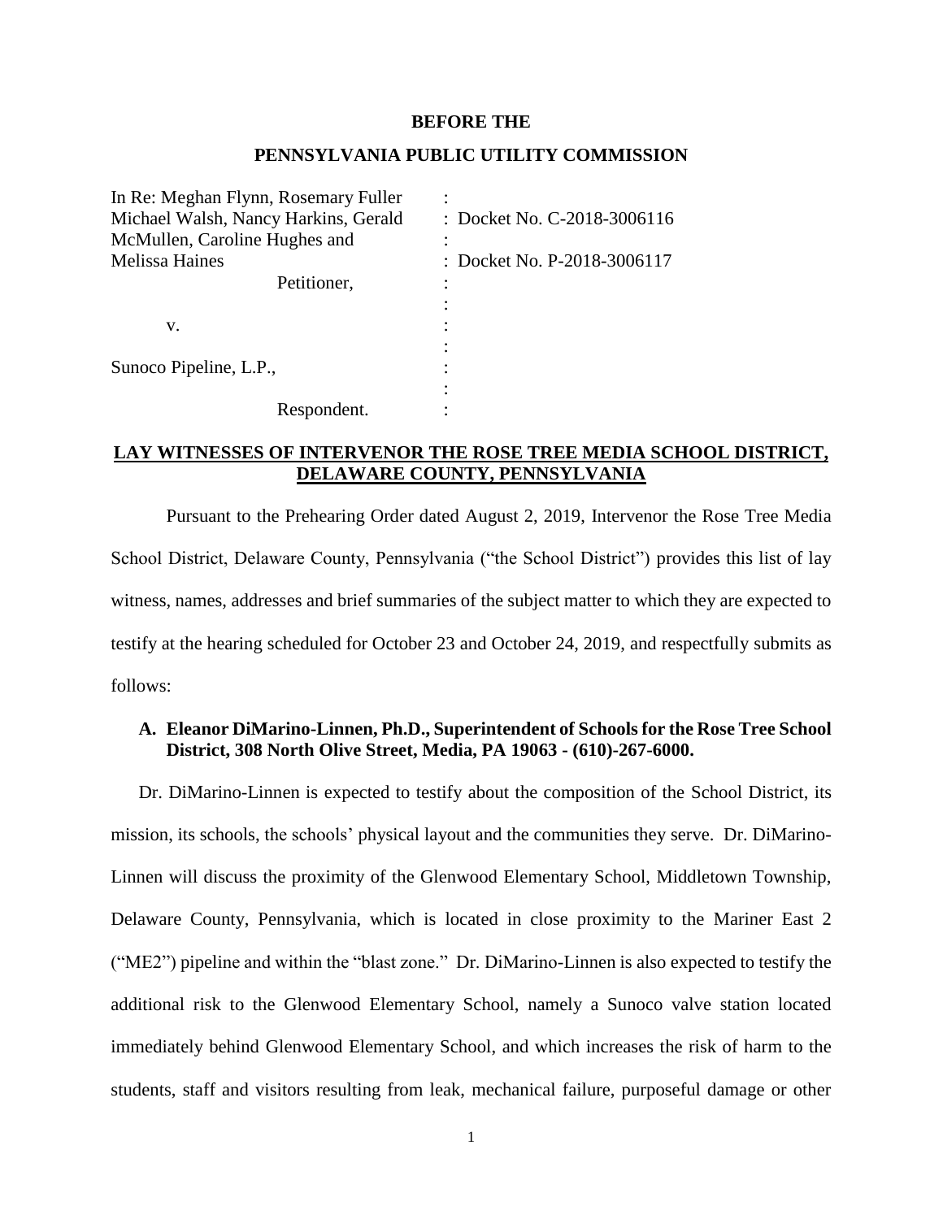**BEFORE THE**

**PENNSYLVANIA PUBLIC UTILITY COMMISSION**

| | |
|---|---|
| In Re: Meghan Flynn, Rosemary Fuller | : |
| Michael Walsh, Nancy Harkins, Gerald | : Docket No. C-2018-3006116 |
| McMullen, Caroline Hughes and | : |
| Melissa Haines | : Docket No. P-2018-3006117 |
| Petitioner, | : |
| | : |
| v. | : |
| | : |
| Sunoco Pipeline, L.P., | : |
| | : |
| Respondent. | : |

**LAY WITNESSES OF INTERVENOR THE ROSE TREE MEDIA SCHOOL DISTRICT, DELAWARE COUNTY, PENNSYLVANIA**

Pursuant to the Prehearing Order dated August 2, 2019, Intervenor the Rose Tree Media School District, Delaware County, Pennsylvania ("the School District") provides this list of lay witness, names, addresses and brief summaries of the subject matter to which they are expected to testify at the hearing scheduled for October 23 and October 24, 2019, and respectfully submits as follows:

**A. Eleanor DiMarino-Linnen, Ph.D., Superintendent of Schools for the Rose Tree School District, 308 North Olive Street, Media, PA 19063 - (610)-267-6000.**

Dr. DiMarino-Linnen is expected to testify about the composition of the School District, its mission, its schools, the schools' physical layout and the communities they serve. Dr. DiMarino-Linnen will discuss the proximity of the Glenwood Elementary School, Middletown Township, Delaware County, Pennsylvania, which is located in close proximity to the Mariner East 2 ("ME2") pipeline and within the "blast zone." Dr. DiMarino-Linnen is also expected to testify the additional risk to the Glenwood Elementary School, namely a Sunoco valve station located immediately behind Glenwood Elementary School, and which increases the risk of harm to the students, staff and visitors resulting from leak, mechanical failure, purposeful damage or other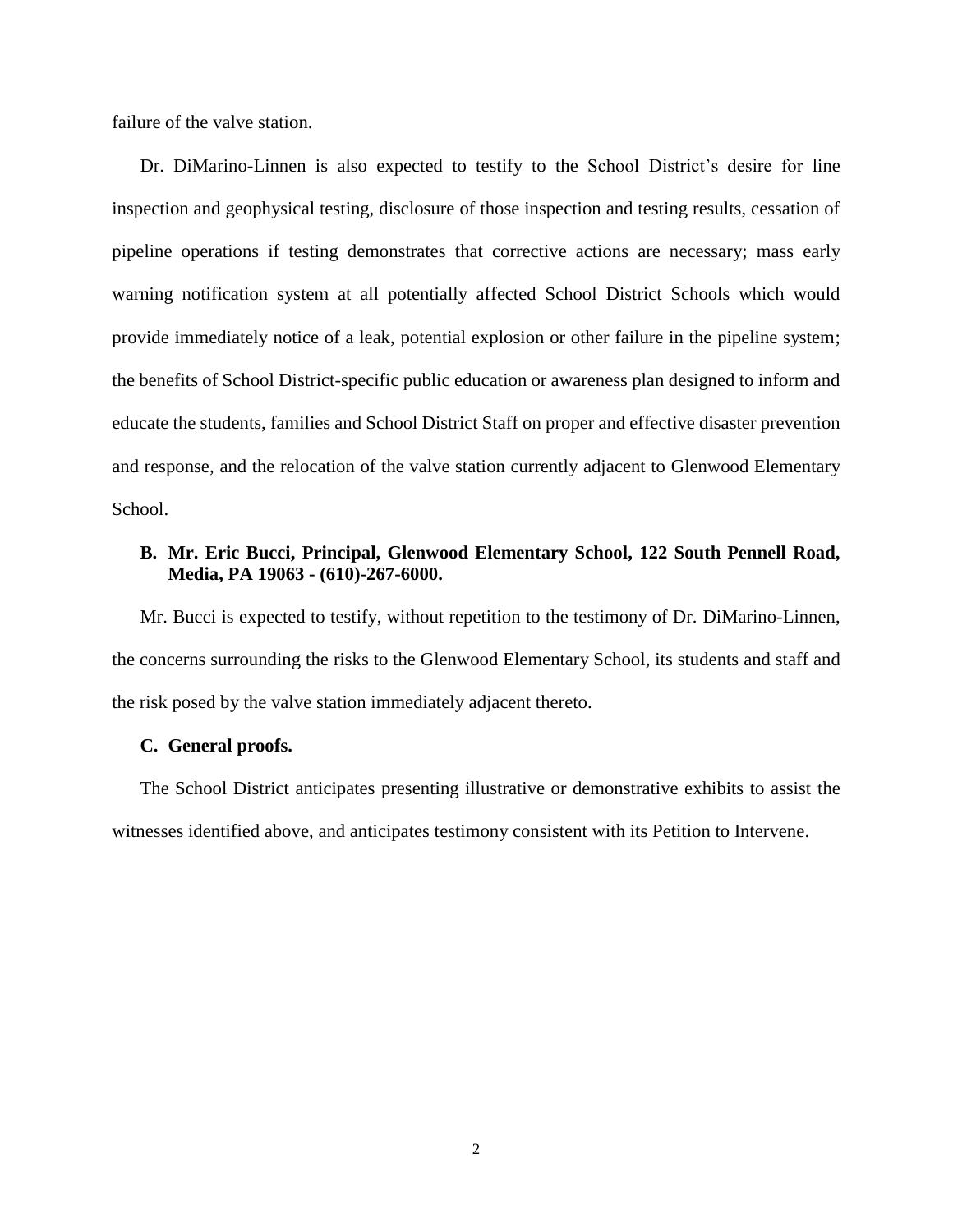failure of the valve station.

Dr. DiMarino-Linnen is also expected to testify to the School District's desire for line inspection and geophysical testing, disclosure of those inspection and testing results, cessation of pipeline operations if testing demonstrates that corrective actions are necessary; mass early warning notification system at all potentially affected School District Schools which would provide immediately notice of a leak, potential explosion or other failure in the pipeline system; the benefits of School District-specific public education or awareness plan designed to inform and educate the students, families and School District Staff on proper and effective disaster prevention and response, and the relocation of the valve station currently adjacent to Glenwood Elementary School.

**B. Mr. Eric Bucci, Principal, Glenwood Elementary School, 122 South Pennell Road, Media, PA 19063 - (610)-267-6000.**

Mr. Bucci is expected to testify, without repetition to the testimony of Dr. DiMarino-Linnen, the concerns surrounding the risks to the Glenwood Elementary School, its students and staff and the risk posed by the valve station immediately adjacent thereto.

**C. General proofs.**

The School District anticipates presenting illustrative or demonstrative exhibits to assist the witnesses identified above, and anticipates testimony consistent with its Petition to Intervene.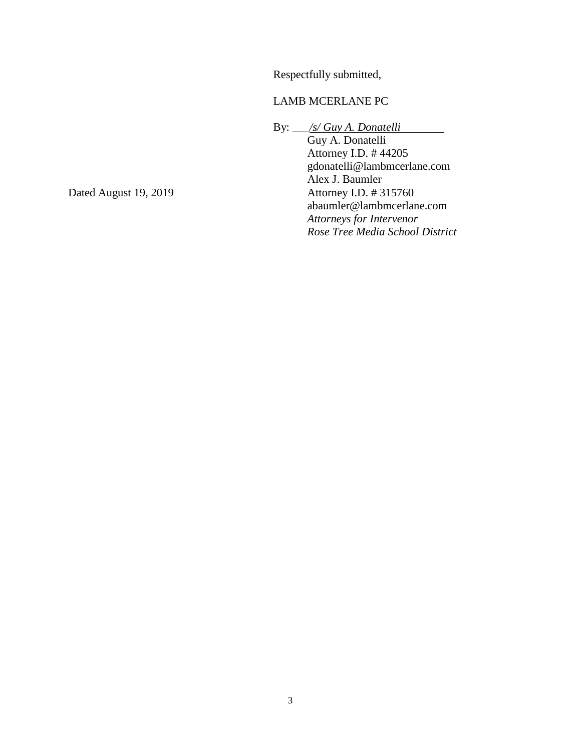Respectfully submitted,

LAMB MCERLANE PC

By: *<u>/s/ Guy A. Donatelli</u>*
Guy A. Donatelli
Attorney I.D. # 44205
gdonatelli@lambmcerlane.com
Alex J. Baumler
Attorney I.D. # 315760
abaumler@lambmcerlane.com
*Attorneys for Intervenor*
*Rose Tree Media School District*

Dated <u>August 19, 2019</u>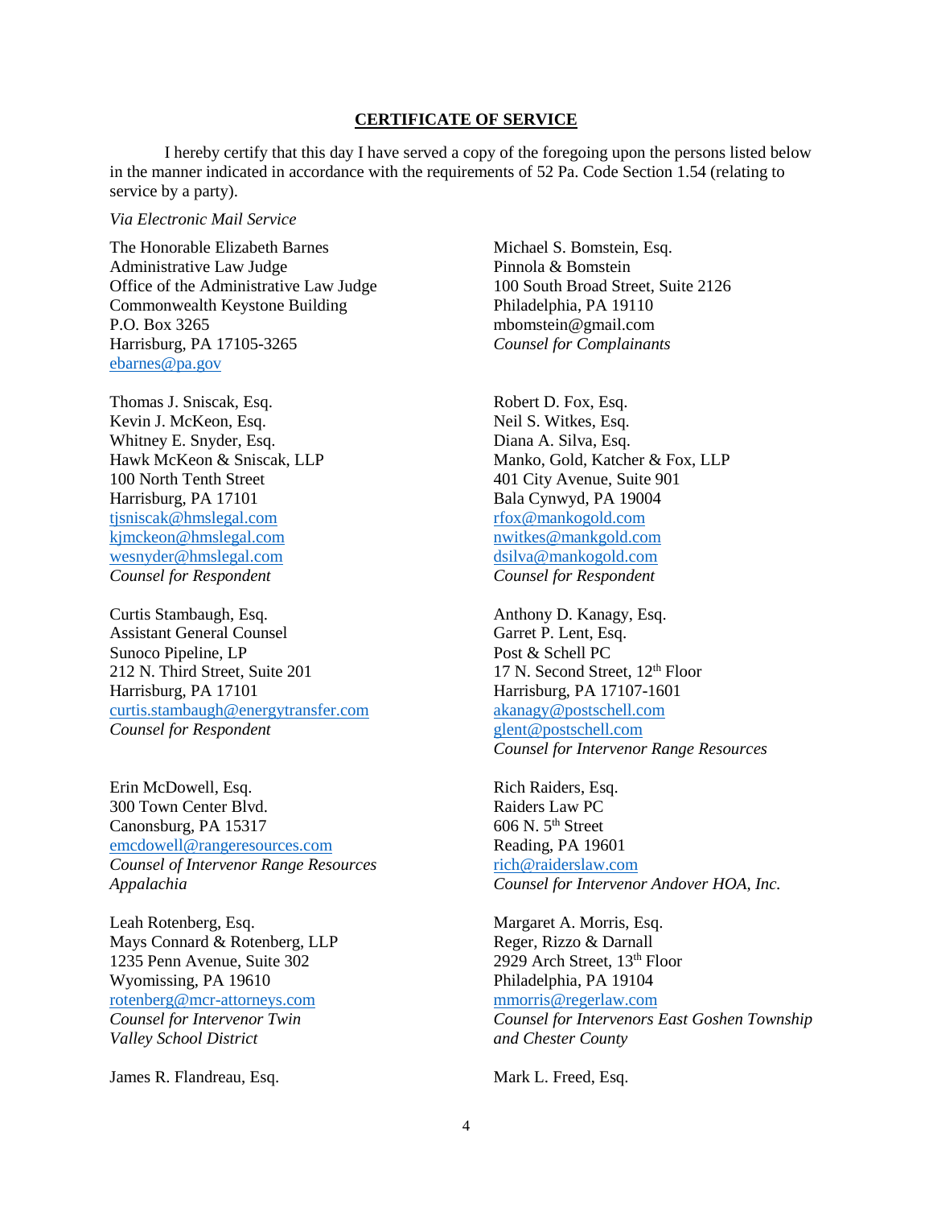## CERTIFICATE OF SERVICE

I hereby certify that this day I have served a copy of the foregoing upon the persons listed below in the manner indicated in accordance with the requirements of 52 Pa. Code Section 1.54 (relating to service by a party).

*Via Electronic Mail Service*

The Honorable Elizabeth Barnes
Administrative Law Judge
Office of the Administrative Law Judge
Commonwealth Keystone Building
P.O. Box 3265
Harrisburg, PA 17105-3265
ebarnes@pa.gov

Michael S. Bomstein, Esq.
Pinnola & Bomstein
100 South Broad Street, Suite 2126
Philadelphia, PA 19110
mbomstein@gmail.com
*Counsel for Complainants*

Thomas J. Sniscak, Esq.
Kevin J. McKeon, Esq.
Whitney E. Snyder, Esq.
Hawk McKeon & Sniscak, LLP
100 North Tenth Street
Harrisburg, PA 17101
tjsniscak@hmslegal.com
kjmckeon@hmslegal.com
wesnyder@hmslegal.com
*Counsel for Respondent*

Robert D. Fox, Esq.
Neil S. Witkes, Esq.
Diana A. Silva, Esq.
Manko, Gold, Katcher & Fox, LLP
401 City Avenue, Suite 901
Bala Cynwyd, PA 19004
rfox@mankogold.com
nwitkes@mankgold.com
dsilva@mankogold.com
*Counsel for Respondent*

Curtis Stambaugh, Esq.
Assistant General Counsel
Sunoco Pipeline, LP
212 N. Third Street, Suite 201
Harrisburg, PA 17101
curtis.stambaugh@energytransfer.com
*Counsel for Respondent*

Anthony D. Kanagy, Esq.
Garret P. Lent, Esq.
Post & Schell PC
17 N. Second Street, 12th Floor
Harrisburg, PA 17107-1601
akanagy@postschell.com
glent@postschell.com
*Counsel for Intervenor Range Resources*

Erin McDowell, Esq.
300 Town Center Blvd.
Canonsburg, PA 15317
emcdowell@rangeresources.com
*Counsel of Intervenor Range Resources Appalachia*

Rich Raiders, Esq.
Raiders Law PC
606 N. 5th Street
Reading, PA 19601
rich@raiderslaw.com
*Counsel for Intervenor Andover HOA, Inc.*

Leah Rotenberg, Esq.
Mays Connard & Rotenberg, LLP
1235 Penn Avenue, Suite 302
Wyomissing, PA 19610
rotenberg@mcr-attorneys.com
*Counsel for Intervenor Twin Valley School District*

Margaret A. Morris, Esq.
Reger, Rizzo & Darnall
2929 Arch Street, 13th Floor
Philadelphia, PA 19104
mmorris@regerlaw.com
*Counsel for Intervenors East Goshen Township and Chester County*

James R. Flandreau, Esq.

Mark L. Freed, Esq.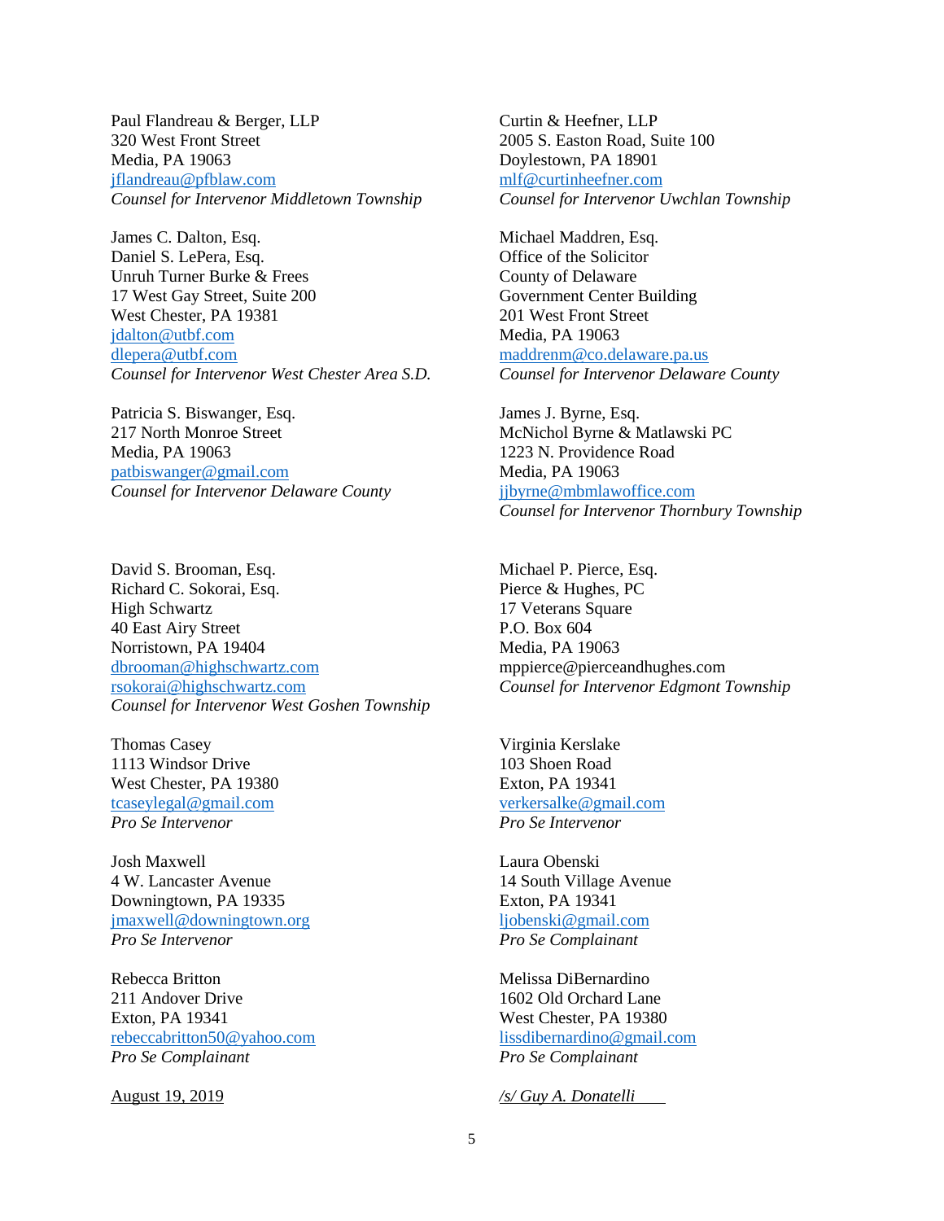Paul Flandreau & Berger, LLP
320 West Front Street
Media, PA 19063
jflandreau@pfblaw.com
*Counsel for Intervenor Middletown Township*

Curtin & Heefner, LLP
2005 S. Easton Road, Suite 100
Doylestown, PA 18901
mlf@curtinheefner.com
*Counsel for Intervenor Uwchlan Township*

James C. Dalton, Esq.
Daniel S. LePera, Esq.
Unruh Turner Burke & Frees
17 West Gay Street, Suite 200
West Chester, PA 19381
jdalton@utbf.com
dlepera@utbf.com
*Counsel for Intervenor West Chester Area S.D.*

Michael Maddren, Esq.
Office of the Solicitor
County of Delaware
Government Center Building
201 West Front Street
Media, PA 19063
maddrenm@co.delaware.pa.us
*Counsel for Intervenor Delaware County*

Patricia S. Biswanger, Esq.
217 North Monroe Street
Media, PA 19063
patbiswanger@gmail.com
*Counsel for Intervenor Delaware County*

James J. Byrne, Esq.
McNichol Byrne & Matlawski PC
1223 N. Providence Road
Media, PA 19063
jjbyrne@mbmlawoffice.com
*Counsel for Intervenor Thornbury Township*

David S. Brooman, Esq.
Richard C. Sokorai, Esq.
High Schwartz
40 East Airy Street
Norristown, PA 19404
dbrooman@highschwartz.com
rsokorai@highschwartz.com
*Counsel for Intervenor West Goshen Township*

Michael P. Pierce, Esq.
Pierce & Hughes, PC
17 Veterans Square
P.O. Box 604
Media, PA 19063
mppierce@pierceandhughes.com
*Counsel for Intervenor Edgmont Township*

Thomas Casey
1113 Windsor Drive
West Chester, PA 19380
tcaseylegal@gmail.com
*Pro Se Intervenor*

Virginia Kerslake
103 Shoen Road
Exton, PA 19341
verkersalke@gmail.com
*Pro Se Intervenor*

Josh Maxwell
4 W. Lancaster Avenue
Downingtown, PA 19335
jmaxwell@downingtown.org
*Pro Se Intervenor*

Laura Obenski
14 South Village Avenue
Exton, PA 19341
ljobenski@gmail.com
*Pro Se Complainant*

Rebecca Britton
211 Andover Drive
Exton, PA 19341
rebeccabritton50@yahoo.com
*Pro Se Complainant*

Melissa DiBernardino
1602 Old Orchard Lane
West Chester, PA 19380
lissdibernardino@gmail.com
*Pro Se Complainant*

August 19, 2019

*/s/ Guy A. Donatelli*